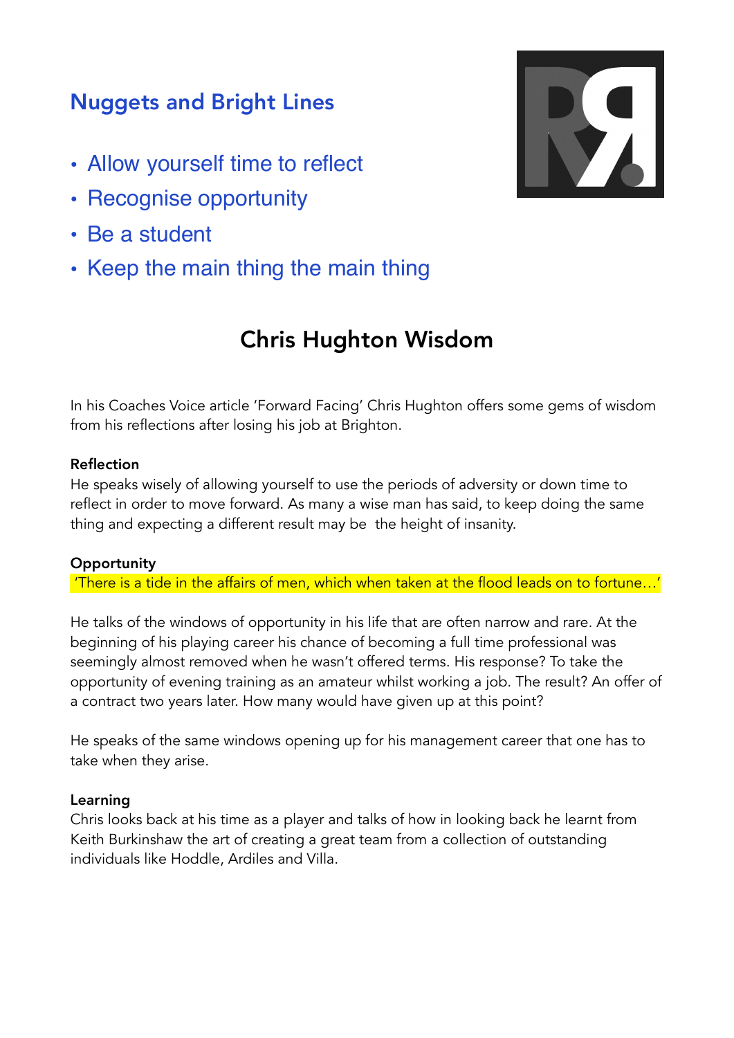## Nuggets and Bright Lines

- Allow yourself time to reflect
- Recognise opportunity
- Be a student
- Keep the main thing the main thing

# Chris Hughton Wisdom

In his Coaches Voice article 'Forward Facing' Chris Hughton offers some gems of wisdom from his reflections after losing his job at Brighton.

**Reflection**
He speaks wisely of allowing yourself to use the periods of adversity or down time to reflect in order to move forward. As many a wise man has said, to keep doing the same thing and expecting a different result may be the height of insanity.

**Opportunity**
'There is a tide in the affairs of men, which when taken at the flood leads on to fortune…'

He talks of the windows of opportunity in his life that are often narrow and rare. At the beginning of his playing career his chance of becoming a full time professional was seemingly almost removed when he wasn't offered terms. His response? To take the opportunity of evening training as an amateur whilst working a job. The result? An offer of a contract two years later. How many would have given up at this point?

He speaks of the same windows opening up for his management career that one has to take when they arise.

**Learning**
Chris looks back at his time as a player and talks of how in looking back he learnt from Keith Burkinshaw the art of creating a great team from a collection of outstanding individuals like Hoddle, Ardiles and Villa.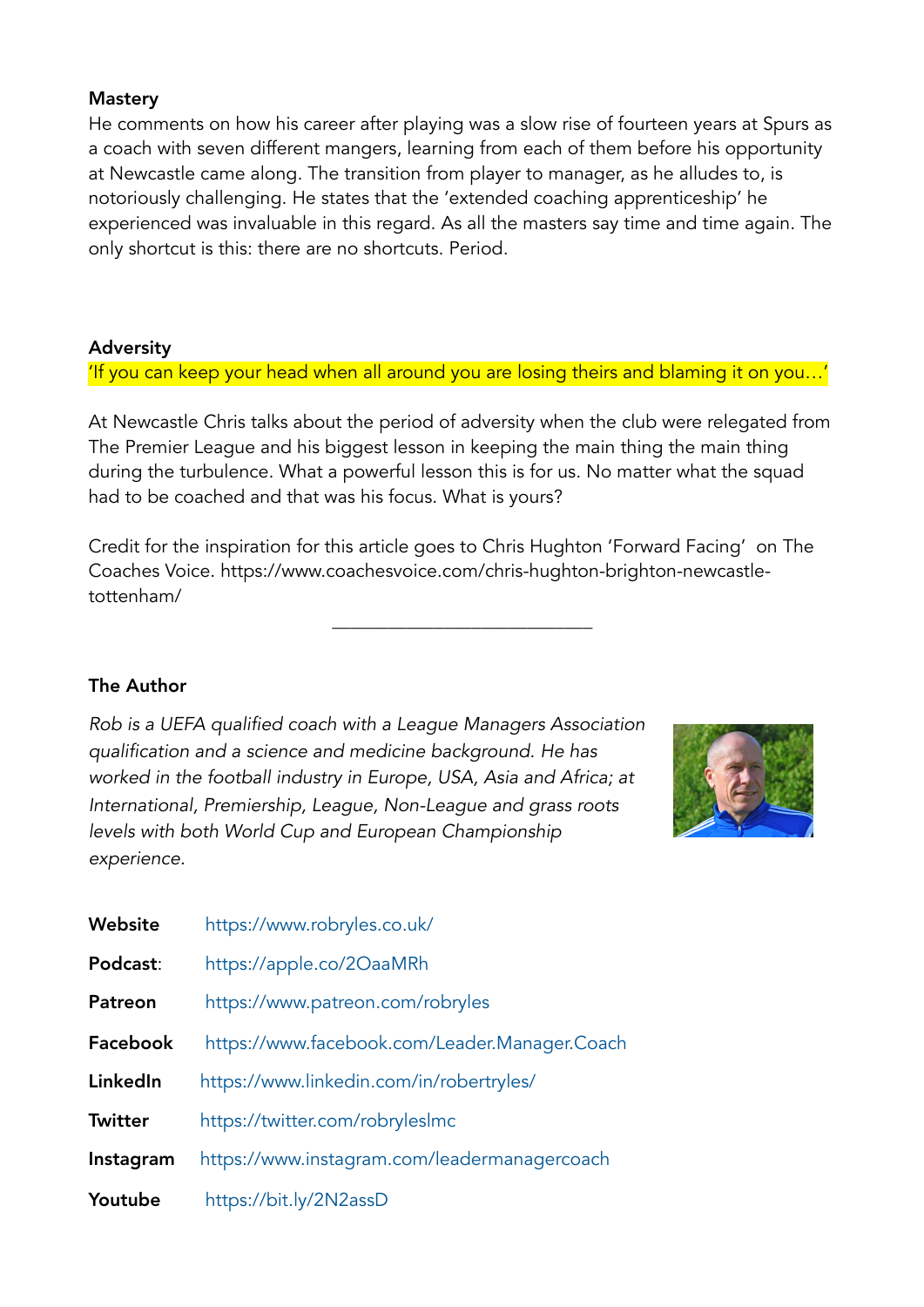**Mastery**

He comments on how his career after playing was a slow rise of fourteen years at Spurs as a coach with seven different mangers, learning from each of them before his opportunity at Newcastle came along. The transition from player to manager, as he alludes to, is notoriously challenging. He states that the 'extended coaching apprenticeship' he experienced was invaluable in this regard. As all the masters say time and time again. The only shortcut is this: there are no shortcuts. Period.

**Adversity**

'If you can keep your head when all around you are losing theirs and blaming it on you…'

At Newcastle Chris talks about the period of adversity when the club were relegated from The Premier League and his biggest lesson in keeping the main thing the main thing during the turbulence. What a powerful lesson this is for us. No matter what the squad had to be coached and that was his focus. What is yours?

Credit for the inspiration for this article goes to Chris Hughton 'Forward Facing' on The Coaches Voice. https://www.coachesvoice.com/chris-hughton-brighton-newcastle-tottenham/

---

**The Author**

*Rob is a UEFA qualified coach with a League Managers Association qualification and a science and medicine background. He has worked in the football industry in Europe, USA, Asia and Africa; at International, Premiership, League, Non-League and grass roots levels with both World Cup and European Championship experience.*

| | |
|---|---|
| **Website** | https://www.robryles.co.uk/ |
| **Podcast**: | https://apple.co/2OaaMRh |
| **Patreon** | https://www.patreon.com/robryles |
| **Facebook** | https://www.facebook.com/Leader.Manager.Coach |
| **LinkedIn** | https://www.linkedin.com/in/robertryles/ |
| **Twitter** | https://twitter.com/robryleslmc |
| **Instagram** | https://www.instagram.com/leadermanagercoach |
| **Youtube** | https://bit.ly/2N2assD |